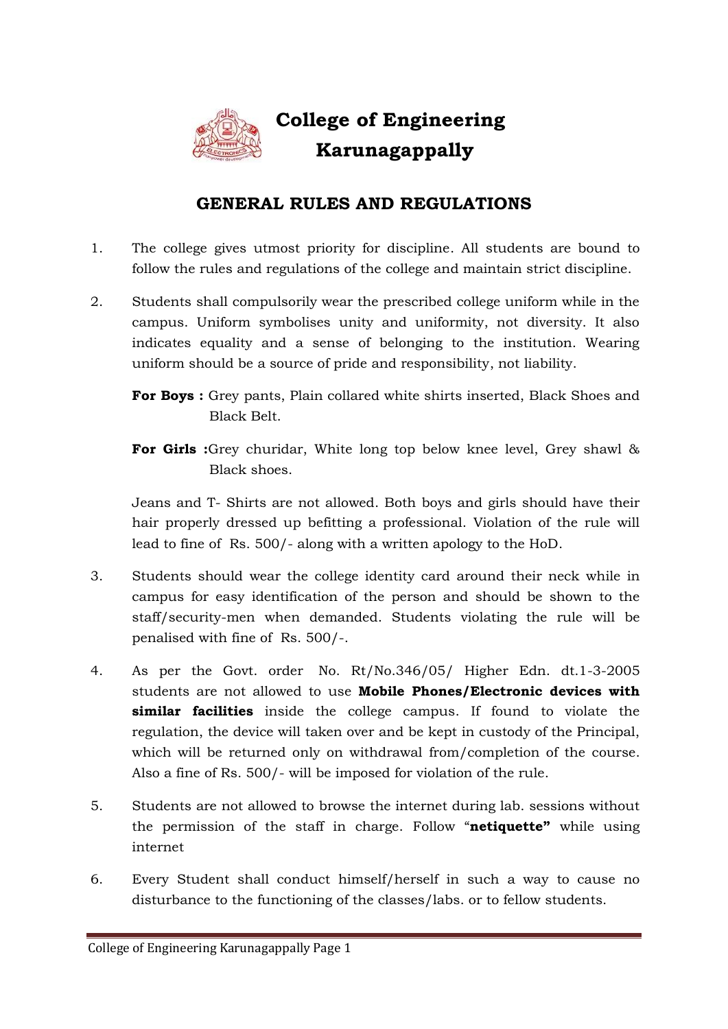# College of Engineering Karunagappally

## GENERAL RULES AND REGULATIONS

1. The college gives utmost priority for discipline. All students are bound to follow the rules and regulations of the college and maintain strict discipline.

2. Students shall compulsorily wear the prescribed college uniform while in the campus. Uniform symbolises unity and uniformity, not diversity. It also indicates equality and a sense of belonging to the institution. Wearing uniform should be a source of pride and responsibility, not liability.

   **For Boys :** Grey pants, Plain collared white shirts inserted, Black Shoes and Black Belt.

   **For Girls :** Grey churidar, White long top below knee level, Grey shawl & Black shoes.

   Jeans and T- Shirts are not allowed. Both boys and girls should have their hair properly dressed up befitting a professional. Violation of the rule will lead to fine of Rs. 500/- along with a written apology to the HoD.

3. Students should wear the college identity card around their neck while in campus for easy identification of the person and should be shown to the staff/security-men when demanded. Students violating the rule will be penalised with fine of Rs. 500/-.

4. As per the Govt. order No. Rt/No.346/05/ Higher Edn. dt.1-3-2005 students are not allowed to use **Mobile Phones/Electronic devices with similar facilities** inside the college campus. If found to violate the regulation, the device will taken over and be kept in custody of the Principal, which will be returned only on withdrawal from/completion of the course. Also a fine of Rs. 500/- will be imposed for violation of the rule.

5. Students are not allowed to browse the internet during lab. sessions without the permission of the staff in charge. Follow "**netiquette"** while using internet

6. Every Student shall conduct himself/herself in such a way to cause no disturbance to the functioning of the classes/labs. or to fellow students.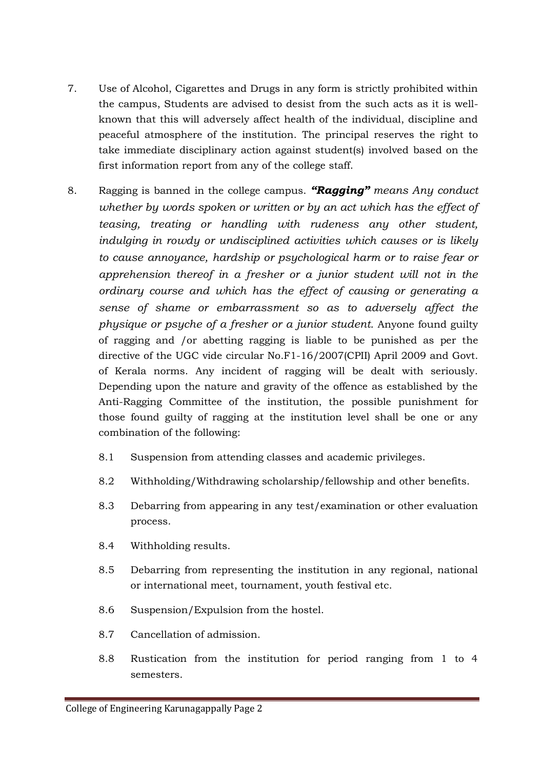7. Use of Alcohol, Cigarettes and Drugs in any form is strictly prohibited within the campus, Students are advised to desist from the such acts as it is well-known that this will adversely affect health of the individual, discipline and peaceful atmosphere of the institution. The principal reserves the right to take immediate disciplinary action against student(s) involved based on the first information report from any of the college staff.

8. Ragging is banned in the college campus. ***"Ragging"*** *means Any conduct whether by words spoken or written or by an act which has the effect of teasing, treating or handling with rudeness any other student, indulging in rowdy or undisciplined activities which causes or is likely to cause annoyance, hardship or psychological harm or to raise fear or apprehension thereof in a fresher or a junior student will not in the ordinary course and which has the effect of causing or generating a sense of shame or embarrassment so as to adversely affect the physique or psyche of a fresher or a junior student.* Anyone found guilty of ragging and /or abetting ragging is liable to be punished as per the directive of the UGC vide circular No.F1-16/2007(CPII) April 2009 and Govt. of Kerala norms. Any incident of ragging will be dealt with seriously. Depending upon the nature and gravity of the offence as established by the Anti-Ragging Committee of the institution, the possible punishment for those found guilty of ragging at the institution level shall be one or any combination of the following:

   8.1 Suspension from attending classes and academic privileges.

   8.2 Withholding/Withdrawing scholarship/fellowship and other benefits.

   8.3 Debarring from appearing in any test/examination or other evaluation process.

   8.4 Withholding results.

   8.5 Debarring from representing the institution in any regional, national or international meet, tournament, youth festival etc.

   8.6 Suspension/Expulsion from the hostel.

   8.7 Cancellation of admission.

   8.8 Rustication from the institution for period ranging from 1 to 4 semesters.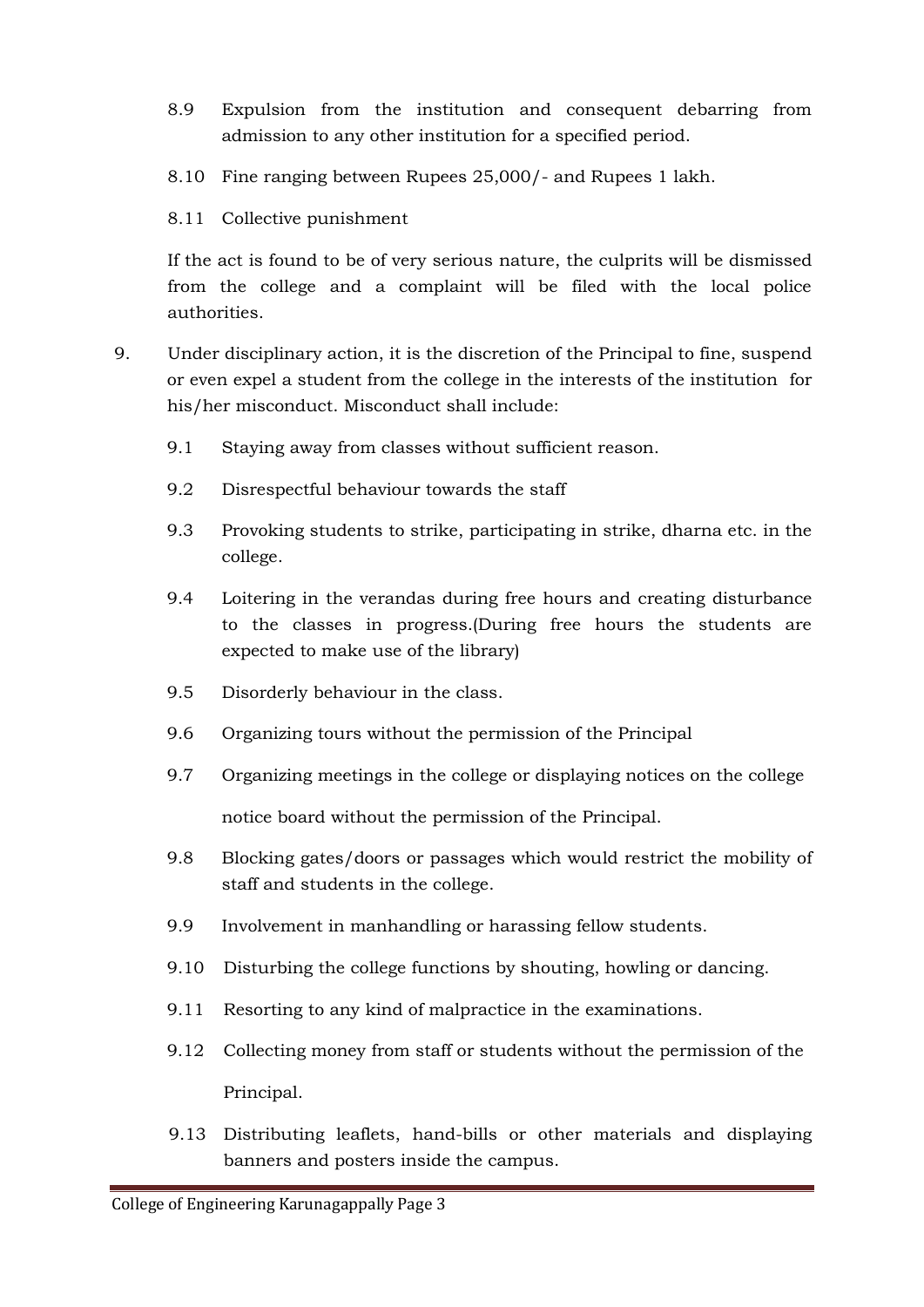8.9 Expulsion from the institution and consequent debarring from admission to any other institution for a specified period.

8.10 Fine ranging between Rupees 25,000/- and Rupees 1 lakh.

8.11 Collective punishment

If the act is found to be of very serious nature, the culprits will be dismissed from the college and a complaint will be filed with the local police authorities.

9. Under disciplinary action, it is the discretion of the Principal to fine, suspend or even expel a student from the college in the interests of the institution for his/her misconduct. Misconduct shall include:

   9.1 Staying away from classes without sufficient reason.

   9.2 Disrespectful behaviour towards the staff

   9.3 Provoking students to strike, participating in strike, dharna etc. in the college.

   9.4 Loitering in the verandas during free hours and creating disturbance to the classes in progress.(During free hours the students are expected to make use of the library)

   9.5 Disorderly behaviour in the class.

   9.6 Organizing tours without the permission of the Principal

   9.7 Organizing meetings in the college or displaying notices on the college notice board without the permission of the Principal.

   9.8 Blocking gates/doors or passages which would restrict the mobility of staff and students in the college.

   9.9 Involvement in manhandling or harassing fellow students.

   9.10 Disturbing the college functions by shouting, howling or dancing.

   9.11 Resorting to any kind of malpractice in the examinations.

   9.12 Collecting money from staff or students without the permission of the Principal.

   9.13 Distributing leaflets, hand-bills or other materials and displaying banners and posters inside the campus.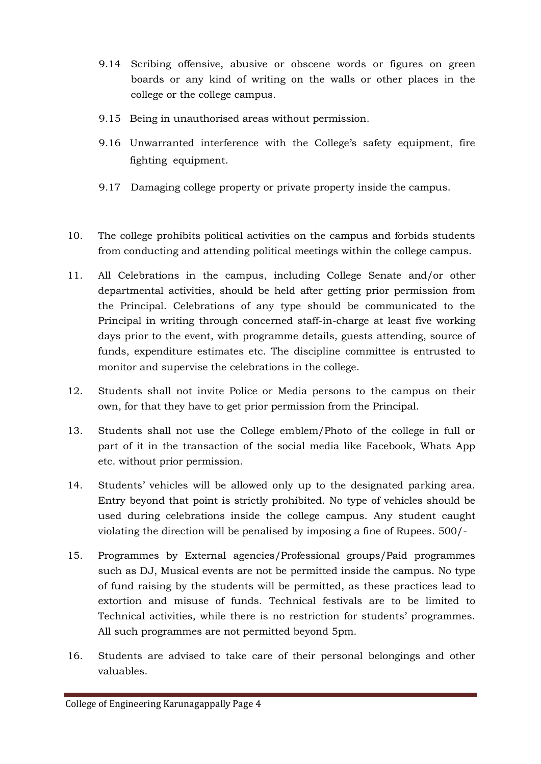9.14 Scribing offensive, abusive or obscene words or figures on green boards or any kind of writing on the walls or other places in the college or the college campus.

9.15 Being in unauthorised areas without permission.

9.16 Unwarranted interference with the College's safety equipment, fire fighting equipment.

9.17 Damaging college property or private property inside the campus.

10. The college prohibits political activities on the campus and forbids students from conducting and attending political meetings within the college campus.

11. All Celebrations in the campus, including College Senate and/or other departmental activities, should be held after getting prior permission from the Principal. Celebrations of any type should be communicated to the Principal in writing through concerned staff-in-charge at least five working days prior to the event, with programme details, guests attending, source of funds, expenditure estimates etc. The discipline committee is entrusted to monitor and supervise the celebrations in the college.

12. Students shall not invite Police or Media persons to the campus on their own, for that they have to get prior permission from the Principal.

13. Students shall not use the College emblem/Photo of the college in full or part of it in the transaction of the social media like Facebook, Whats App etc. without prior permission.

14. Students' vehicles will be allowed only up to the designated parking area. Entry beyond that point is strictly prohibited. No type of vehicles should be used during celebrations inside the college campus. Any student caught violating the direction will be penalised by imposing a fine of Rupees. 500/-

15. Programmes by External agencies/Professional groups/Paid programmes such as DJ, Musical events are not be permitted inside the campus. No type of fund raising by the students will be permitted, as these practices lead to extortion and misuse of funds. Technical festivals are to be limited to Technical activities, while there is no restriction for students' programmes. All such programmes are not permitted beyond 5pm.

16. Students are advised to take care of their personal belongings and other valuables.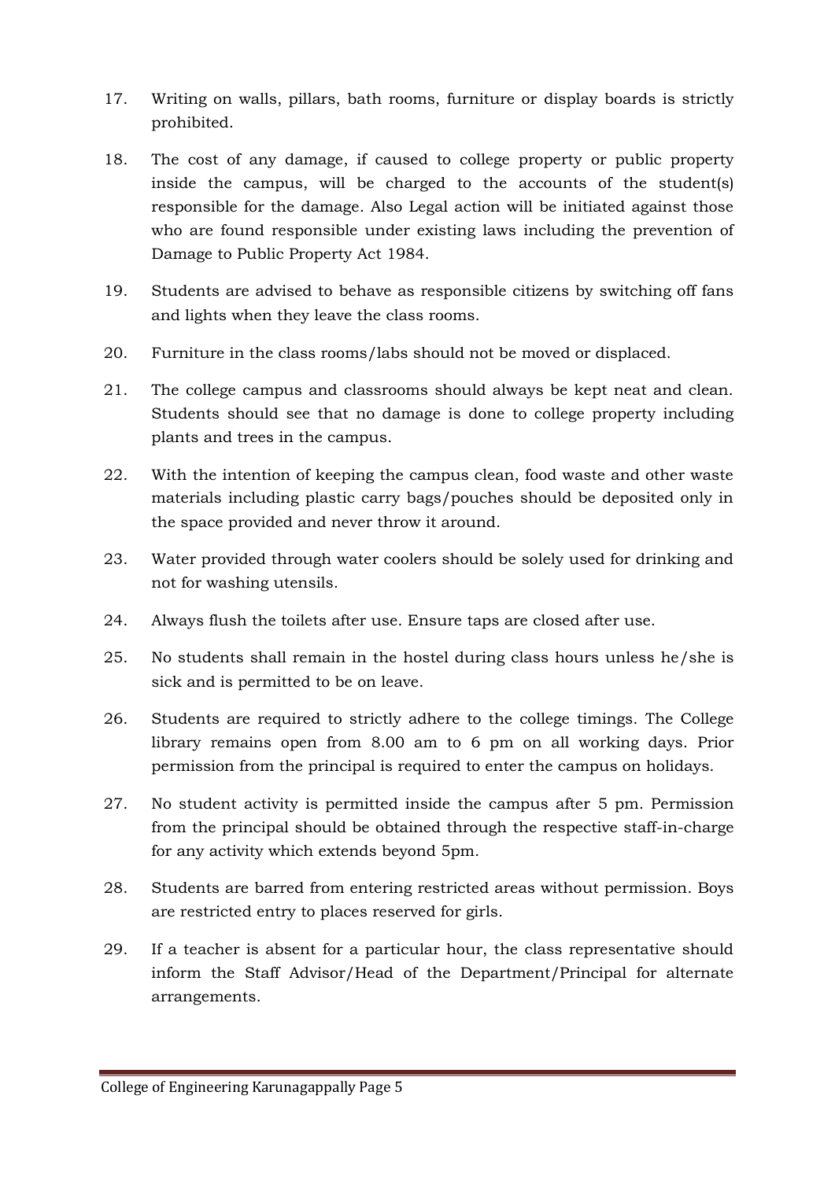17. Writing on walls, pillars, bath rooms, furniture or display boards is strictly prohibited.

18. The cost of any damage, if caused to college property or public property inside the campus, will be charged to the accounts of the student(s) responsible for the damage. Also Legal action will be initiated against those who are found responsible under existing laws including the prevention of Damage to Public Property Act 1984.

19. Students are advised to behave as responsible citizens by switching off fans and lights when they leave the class rooms.

20. Furniture in the class rooms/labs should not be moved or displaced.

21. The college campus and classrooms should always be kept neat and clean. Students should see that no damage is done to college property including plants and trees in the campus.

22. With the intention of keeping the campus clean, food waste and other waste materials including plastic carry bags/pouches should be deposited only in the space provided and never throw it around.

23. Water provided through water coolers should be solely used for drinking and not for washing utensils.

24. Always flush the toilets after use. Ensure taps are closed after use.

25. No students shall remain in the hostel during class hours unless he/she is sick and is permitted to be on leave.

26. Students are required to strictly adhere to the college timings. The College library remains open from 8.00 am to 6 pm on all working days. Prior permission from the principal is required to enter the campus on holidays.

27. No student activity is permitted inside the campus after 5 pm. Permission from the principal should be obtained through the respective staff-in-charge for any activity which extends beyond 5pm.

28. Students are barred from entering restricted areas without permission. Boys are restricted entry to places reserved for girls.

29. If a teacher is absent for a particular hour, the class representative should inform the Staff Advisor/Head of the Department/Principal for alternate arrangements.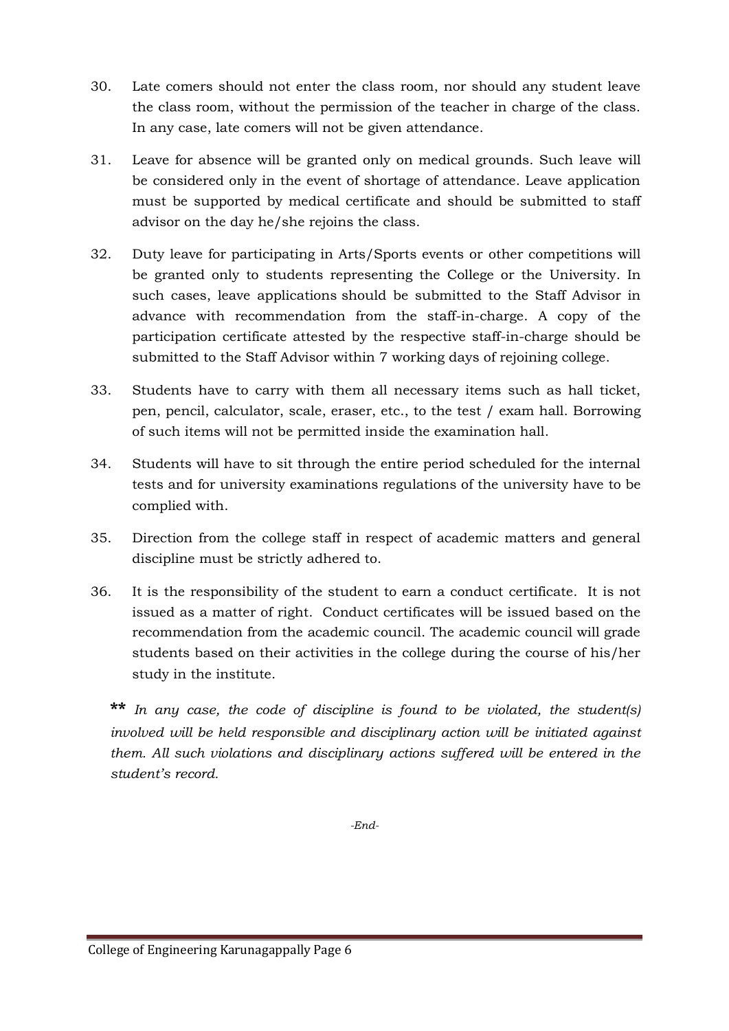30. Late comers should not enter the class room, nor should any student leave the class room, without the permission of the teacher in charge of the class. In any case, late comers will not be given attendance.

31. Leave for absence will be granted only on medical grounds. Such leave will be considered only in the event of shortage of attendance. Leave application must be supported by medical certificate and should be submitted to staff advisor on the day he/she rejoins the class.

32. Duty leave for participating in Arts/Sports events or other competitions will be granted only to students representing the College or the University. In such cases, leave applications should be submitted to the Staff Advisor in advance with recommendation from the staff-in-charge. A copy of the participation certificate attested by the respective staff-in-charge should be submitted to the Staff Advisor within 7 working days of rejoining college.

33. Students have to carry with them all necessary items such as hall ticket, pen, pencil, calculator, scale, eraser, etc., to the test / exam hall. Borrowing of such items will not be permitted inside the examination hall.

34. Students will have to sit through the entire period scheduled for the internal tests and for university examinations regulations of the university have to be complied with.

35. Direction from the college staff in respect of academic matters and general discipline must be strictly adhered to.

36. It is the responsibility of the student to earn a conduct certificate. It is not issued as a matter of right. Conduct certificates will be issued based on the recommendation from the academic council. The academic council will grade students based on their activities in the college during the course of his/her study in the institute.

**\*\*** *In any case, the code of discipline is found to be violated, the student(s) involved will be held responsible and disciplinary action will be initiated against them. All such violations and disciplinary actions suffered will be entered in the student's record.*

*-End-*